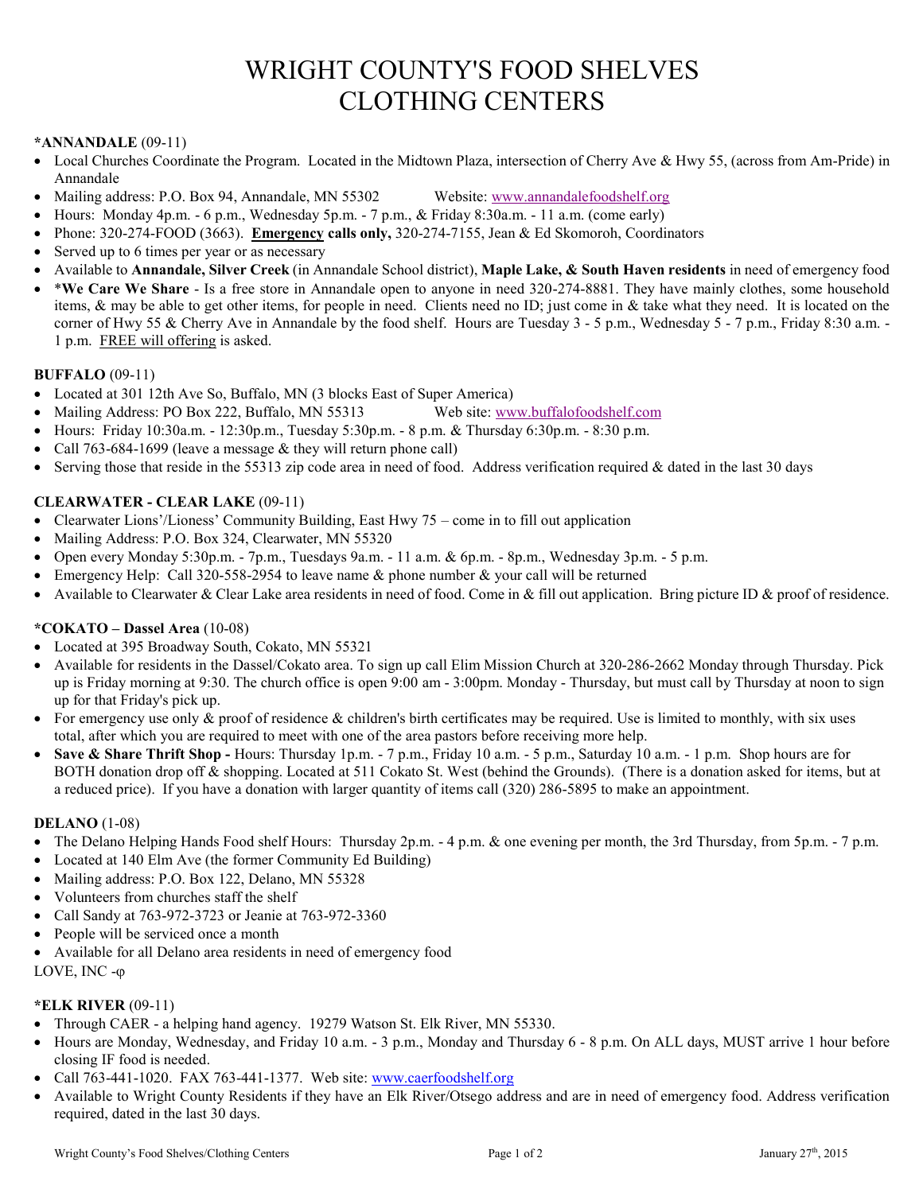# WRIGHT COUNTY'S FOOD SHELVES
# CLOTHING CENTERS

**\*ANNANDALE** (09-11)

- Local Churches Coordinate the Program. Located in the Midtown Plaza, intersection of Cherry Ave & Hwy 55, (across from Am-Pride) in Annandale
- Mailing address: P.O. Box 94, Annandale, MN 55302 Website: www.annandalefoodshelf.org
- Hours: Monday 4p.m. - 6 p.m., Wednesday 5p.m. - 7 p.m., & Friday 8:30a.m. - 11 a.m. (come early)
- Phone: 320-274-FOOD (3663). **Emergency calls only,** 320-274-7155, Jean & Ed Skomoroh, Coordinators
- Served up to 6 times per year or as necessary
- Available to **Annandale, Silver Creek** (in Annandale School district), **Maple Lake, & South Haven residents** in need of emergency food
- \***We Care We Share** - Is a free store in Annandale open to anyone in need 320-274-8881. They have mainly clothes, some household items, & may be able to get other items, for people in need. Clients need no ID; just come in & take what they need. It is located on the corner of Hwy 55 & Cherry Ave in Annandale by the food shelf. Hours are Tuesday 3 - 5 p.m., Wednesday 5 - 7 p.m., Friday 8:30 a.m. - 1 p.m. FREE will offering is asked.

**BUFFALO** (09-11)

- Located at 301 12th Ave So, Buffalo, MN (3 blocks East of Super America)
- Mailing Address: PO Box 222, Buffalo, MN 55313 Web site: www.buffalofoodshelf.com
- Hours: Friday 10:30a.m. - 12:30p.m., Tuesday 5:30p.m. - 8 p.m. & Thursday 6:30p.m. - 8:30 p.m.
- Call 763-684-1699 (leave a message & they will return phone call)
- Serving those that reside in the 55313 zip code area in need of food. Address verification required & dated in the last 30 days

**CLEARWATER - CLEAR LAKE** (09-11)

- Clearwater Lions'/Lioness' Community Building, East Hwy 75 – come in to fill out application
- Mailing Address: P.O. Box 324, Clearwater, MN 55320
- Open every Monday 5:30p.m. - 7p.m., Tuesdays 9a.m. - 11 a.m. & 6p.m. - 8p.m., Wednesday 3p.m. - 5 p.m.
- Emergency Help: Call 320-558-2954 to leave name & phone number & your call will be returned
- Available to Clearwater & Clear Lake area residents in need of food. Come in & fill out application. Bring picture ID & proof of residence.

**\*COKATO – Dassel Area** (10-08)

- Located at 395 Broadway South, Cokato, MN 55321
- Available for residents in the Dassel/Cokato area. To sign up call Elim Mission Church at 320-286-2662 Monday through Thursday. Pick up is Friday morning at 9:30. The church office is open 9:00 am - 3:00pm. Monday - Thursday, but must call by Thursday at noon to sign up for that Friday's pick up.
- For emergency use only & proof of residence & children's birth certificates may be required. Use is limited to monthly, with six uses total, after which you are required to meet with one of the area pastors before receiving more help.
- **Save & Share Thrift Shop -** Hours: Thursday 1p.m. - 7 p.m., Friday 10 a.m. - 5 p.m., Saturday 10 a.m. - 1 p.m. Shop hours are for BOTH donation drop off & shopping. Located at 511 Cokato St. West (behind the Grounds). (There is a donation asked for items, but at a reduced price). If you have a donation with larger quantity of items call (320) 286-5895 to make an appointment.

**DELANO** (1-08)

- The Delano Helping Hands Food shelf Hours: Thursday 2p.m. - 4 p.m. & one evening per month, the 3rd Thursday, from 5p.m. - 7 p.m.
- Located at 140 Elm Ave (the former Community Ed Building)
- Mailing address: P.O. Box 122, Delano, MN 55328
- Volunteers from churches staff the shelf
- Call Sandy at 763-972-3723 or Jeanie at 763-972-3360
- People will be serviced once a month
- Available for all Delano area residents in need of emergency food

LOVE, INC -φ

**\*ELK RIVER** (09-11)

- Through CAER - a helping hand agency. 19279 Watson St. Elk River, MN 55330.
- Hours are Monday, Wednesday, and Friday 10 a.m. - 3 p.m., Monday and Thursday 6 - 8 p.m. On ALL days, MUST arrive 1 hour before closing IF food is needed.
- Call 763-441-1020. FAX 763-441-1377. Web site: www.caerfoodshelf.org
- Available to Wright County Residents if they have an Elk River/Otsego address and are in need of emergency food. Address verification required, dated in the last 30 days.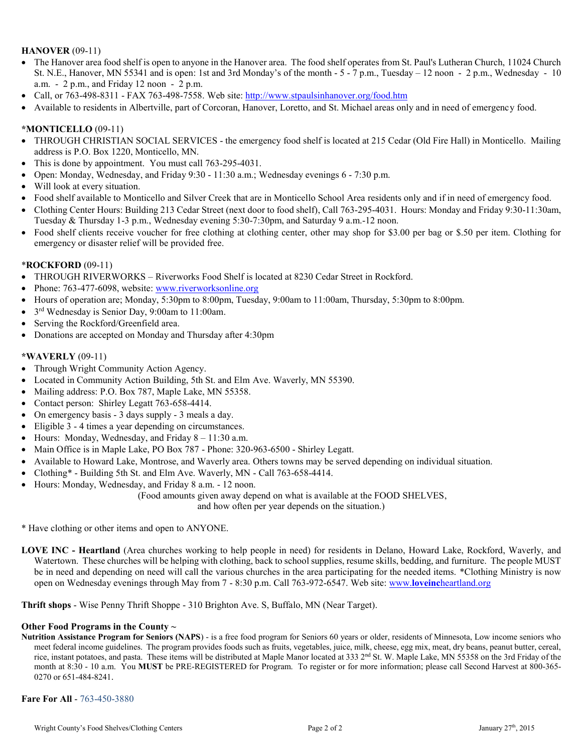**HANOVER** (09-11)

- The Hanover area food shelf is open to anyone in the Hanover area. The food shelf operates from St. Paul's Lutheran Church, 11024 Church St. N.E., Hanover, MN 55341 and is open: 1st and 3rd Monday's of the month - 5 - 7 p.m., Tuesday – 12 noon - 2 p.m., Wednesday - 10 a.m. - 2 p.m., and Friday 12 noon - 2 p.m.
- Call, or 763-498-8311 - FAX 763-498-7558. Web site: http://www.stpaulsinhanover.org/food.htm
- Available to residents in Albertville, part of Corcoran, Hanover, Loretto, and St. Michael areas only and in need of emergency food.

***MONTICELLO** (09-11)

- THROUGH CHRISTIAN SOCIAL SERVICES - the emergency food shelf is located at 215 Cedar (Old Fire Hall) in Monticello. Mailing address is P.O. Box 1220, Monticello, MN.
- This is done by appointment. You must call 763-295-4031.
- Open: Monday, Wednesday, and Friday 9:30 - 11:30 a.m.; Wednesday evenings 6 - 7:30 p.m.
- Will look at every situation.
- Food shelf available to Monticello and Silver Creek that are in Monticello School Area residents only and if in need of emergency food.
- Clothing Center Hours: Building 213 Cedar Street (next door to food shelf), Call 763-295-4031. Hours: Monday and Friday 9:30-11:30am, Tuesday & Thursday 1-3 p.m., Wednesday evening 5:30-7:30pm, and Saturday 9 a.m.-12 noon.
- Food shelf clients receive voucher for free clothing at clothing center, other may shop for $3.00 per bag or $.50 per item. Clothing for emergency or disaster relief will be provided free.

***ROCKFORD** (09-11)

- THROUGH RIVERWORKS – Riverworks Food Shelf is located at 8230 Cedar Street in Rockford.
- Phone: 763-477-6098, website: www.riverworksonline.org
- Hours of operation are; Monday, 5:30pm to 8:00pm, Tuesday, 9:00am to 11:00am, Thursday, 5:30pm to 8:00pm.
- 3rd Wednesday is Senior Day, 9:00am to 11:00am.
- Serving the Rockford/Greenfield area.
- Donations are accepted on Monday and Thursday after 4:30pm

***WAVERLY** (09-11)

- Through Wright Community Action Agency.
- Located in Community Action Building, 5th St. and Elm Ave. Waverly, MN 55390.
- Mailing address: P.O. Box 787, Maple Lake, MN 55358.
- Contact person: Shirley Legatt 763-658-4414.
- On emergency basis - 3 days supply - 3 meals a day.
- Eligible 3 - 4 times a year depending on circumstances.
- Hours: Monday, Wednesday, and Friday 8 – 11:30 a.m.
- Main Office is in Maple Lake, PO Box 787 - Phone: 320-963-6500 - Shirley Legatt.
- Available to Howard Lake, Montrose, and Waverly area. Others towns may be served depending on individual situation.
- Clothing* - Building 5th St. and Elm Ave. Waverly, MN - Call 763-658-4414.
- Hours: Monday, Wednesday, and Friday 8 a.m. - 12 noon.

(Food amounts given away depend on what is available at the FOOD SHELVES, and how often per year depends on the situation.)

* Have clothing or other items and open to ANYONE.

**LOVE INC - Heartland** (Area churches working to help people in need) for residents in Delano, Howard Lake, Rockford, Waverly, and Watertown. These churches will be helping with clothing, back to school supplies, resume skills, bedding, and furniture. The people MUST be in need and depending on need will call the various churches in the area participating for the needed items. *Clothing Ministry is now open on Wednesday evenings through May from 7 - 8:30 p.m. Call 763-972-6547. Web site: www.**loveinc**heartland.org

**Thrift shops** - Wise Penny Thrift Shoppe - 310 Brighton Ave. S, Buffalo, MN (Near Target).

**Other Food Programs in the County ~**

**Nutrition Assistance Program for Seniors (NAPS**) - is a free food program for Seniors 60 years or older, residents of Minnesota, Low income seniors who meet federal income guidelines. The program provides foods such as fruits, vegetables, juice, milk, cheese, egg mix, meat, dry beans, peanut butter, cereal, rice, instant potatoes, and pasta. These items will be distributed at Maple Manor located at 333 2nd St. W. Maple Lake, MN 55358 on the 3rd Friday of the month at 8:30 - 10 a.m. You **MUST** be PRE-REGISTERED for Program. To register or for more information; please call Second Harvest at 800-365-0270 or 651-484-8241.

**Fare For All** - 763-450-3880